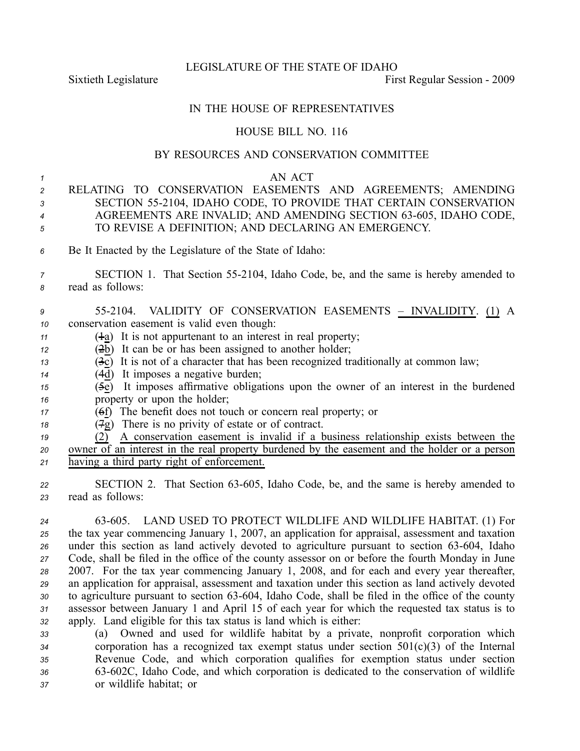LEGISLATURE OF THE STATE OF IDAHO

Sixtieth Legislature First Regular Session - 2009

# IN THE HOUSE OF REPRESENTATIVES

## HOUSE BILL NO. 116

### BY RESOURCES AND CONSERVATION COMMITTEE

AN ACT

RELATING TO CONSERVATION EASEMENTS AND AGREEMENTS; AMENDING SECTION 55-2104, IDAHO CODE, TO PROVIDE THAT CERTAIN CONSERVATION AGREEMENTS ARE INVALID; AND AMENDING SECTION 63-605, IDAHO CODE, TO REVISE A DEFINITION; AND DECLARING AN EMERGENCY.

Be It Enacted by the Legislature of the State of Idaho:

SECTION 1. That Section 55-2104, Idaho Code, be, and the same is hereby amended to read as follows:

55-2104. VALIDITY OF CONSERVATION EASEMENTS – INVALIDITY. (1) A conservation easement is valid even though:

(~~1~~a) It is not appurtenant to an interest in real property;

(~~2~~b) It can be or has been assigned to another holder;

(~~3~~c) It is not of a character that has been recognized traditionally at common law;

(~~4~~d) It imposes a negative burden;

(~~5~~e) It imposes affirmative obligations upon the owner of an interest in the burdened property or upon the holder;

(~~6~~f) The benefit does not touch or concern real property; or

(~~7~~g) There is no privity of estate or of contract.

(2) A conservation easement is invalid if a business relationship exists between the owner of an interest in the real property burdened by the easement and the holder or a person having a third party right of enforcement.

SECTION 2. That Section 63-605, Idaho Code, be, and the same is hereby amended to read as follows:

63-605. LAND USED TO PROTECT WILDLIFE AND WILDLIFE HABITAT. (1) For the tax year commencing January 1, 2007, an application for appraisal, assessment and taxation under this section as land actively devoted to agriculture pursuant to section 63-604, Idaho Code, shall be filed in the office of the county assessor on or before the fourth Monday in June 2007. For the tax year commencing January 1, 2008, and for each and every year thereafter, an application for appraisal, assessment and taxation under this section as land actively devoted to agriculture pursuant to section 63-604, Idaho Code, shall be filed in the office of the county assessor between January 1 and April 15 of each year for which the requested tax status is to apply. Land eligible for this tax status is land which is either:

(a) Owned and used for wildlife habitat by a private, nonprofit corporation which corporation has a recognized tax exempt status under section 501(c)(3) of the Internal Revenue Code, and which corporation qualifies for exemption status under section 63-602C, Idaho Code, and which corporation is dedicated to the conservation of wildlife or wildlife habitat; or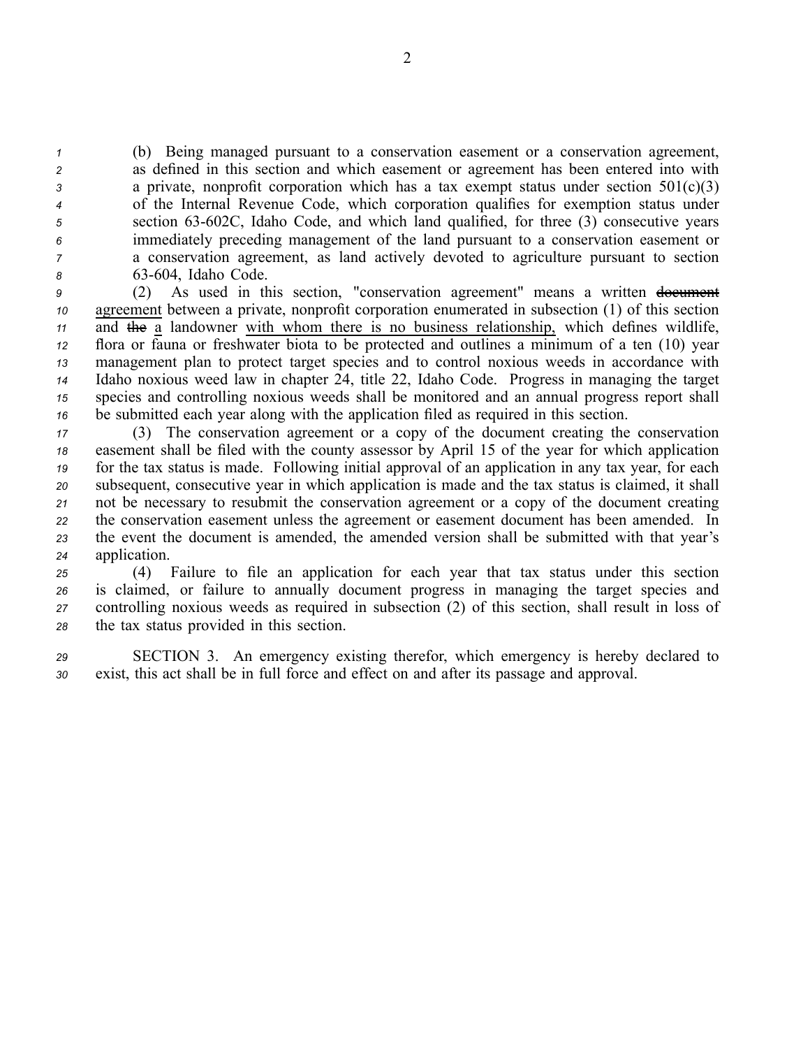(b) Being managed pursuant to a conservation easement or a conservation agreement, as defined in this section and which easement or agreement has been entered into with a private, nonprofit corporation which has a tax exempt status under section 501(c)(3) of the Internal Revenue Code, which corporation qualifies for exemption status under section 63-602C, Idaho Code, and which land qualified, for three (3) consecutive years immediately preceding management of the land pursuant to a conservation easement or a conservation agreement, as land actively devoted to agriculture pursuant to section 63-604, Idaho Code.

(2) As used in this section, "conservation agreement" means a written ~~document~~ agreement between a private, nonprofit corporation enumerated in subsection (1) of this section and ~~the~~ a landowner with whom there is no business relationship, which defines wildlife, flora or fauna or freshwater biota to be protected and outlines a minimum of a ten (10) year management plan to protect target species and to control noxious weeds in accordance with Idaho noxious weed law in chapter 24, title 22, Idaho Code. Progress in managing the target species and controlling noxious weeds shall be monitored and an annual progress report shall be submitted each year along with the application filed as required in this section.

(3) The conservation agreement or a copy of the document creating the conservation easement shall be filed with the county assessor by April 15 of the year for which application for the tax status is made. Following initial approval of an application in any tax year, for each subsequent, consecutive year in which application is made and the tax status is claimed, it shall not be necessary to resubmit the conservation agreement or a copy of the document creating the conservation easement unless the agreement or easement document has been amended. In the event the document is amended, the amended version shall be submitted with that year's application.

(4) Failure to file an application for each year that tax status under this section is claimed, or failure to annually document progress in managing the target species and controlling noxious weeds as required in subsection (2) of this section, shall result in loss of the tax status provided in this section.

SECTION 3. An emergency existing therefor, which emergency is hereby declared to exist, this act shall be in full force and effect on and after its passage and approval.